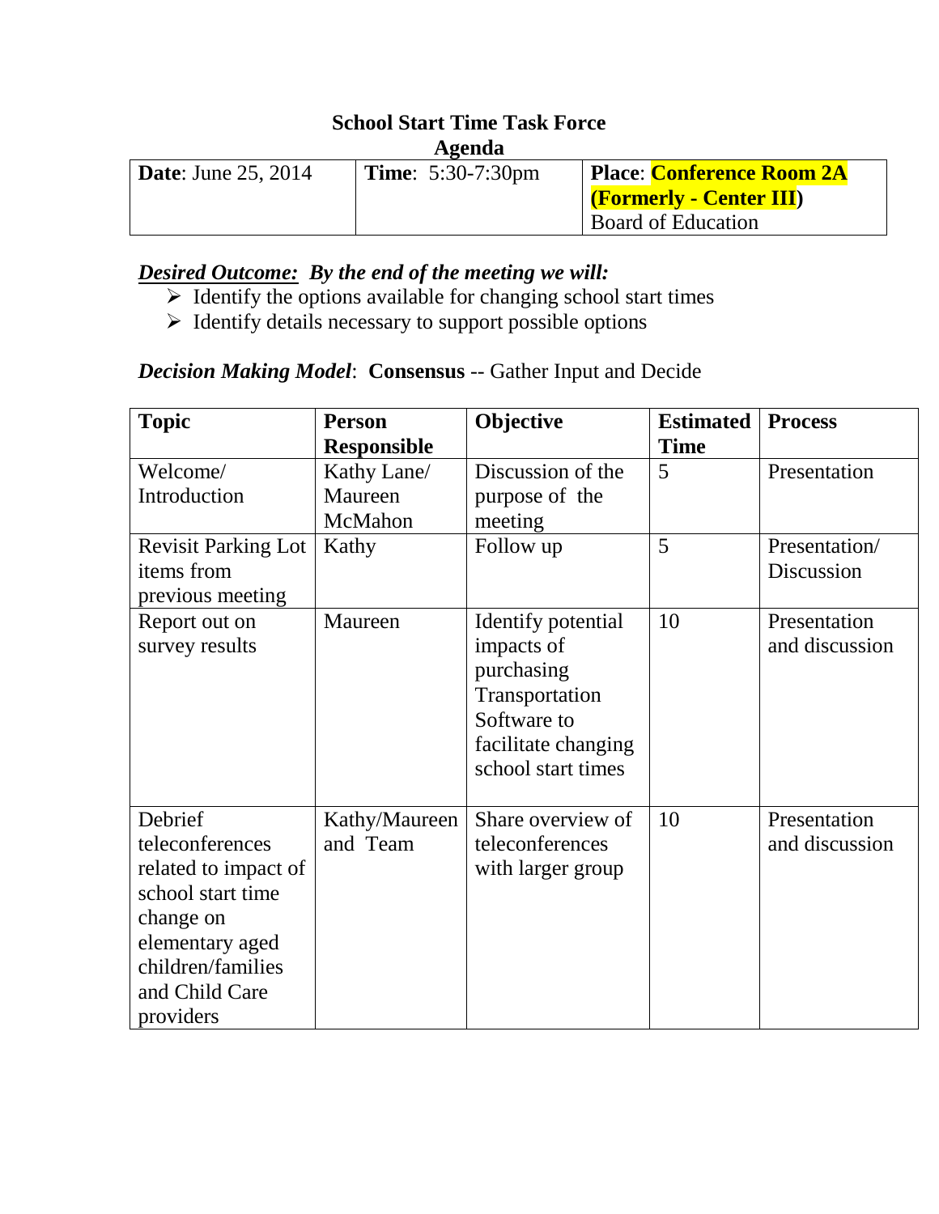**School Start Time Task Force**
**Agenda**

| **Date**: June 25, 2014 | **Time**: 5:30-7:30pm | **Place**: **Conference Room 2A (Formerly - Center III)** Board of Education |
|---|---|---|

***Desired Outcome:*** ***By the end of the meeting we will:***

- Identify the options available for changing school start times
- Identify details necessary to support possible options

***Decision Making Model***: **Consensus** -- Gather Input and Decide

| **Topic** | **Person Responsible** | **Objective** | **Estimated Time** | **Process** |
|---|---|---|---|---|
| Welcome/ Introduction | Kathy Lane/ Maureen McMahon | Discussion of the purpose of the meeting | 5 | Presentation |
| Revisit Parking Lot items from previous meeting | Kathy | Follow up | 5 | Presentation/ Discussion |
| Report out on survey results | Maureen | Identify potential impacts of purchasing Transportation Software to facilitate changing school start times | 10 | Presentation and discussion |
| Debrief teleconferences related to impact of school start time change on elementary aged children/families and Child Care providers | Kathy/Maureen and Team | Share overview of teleconferences with larger group | 10 | Presentation and discussion |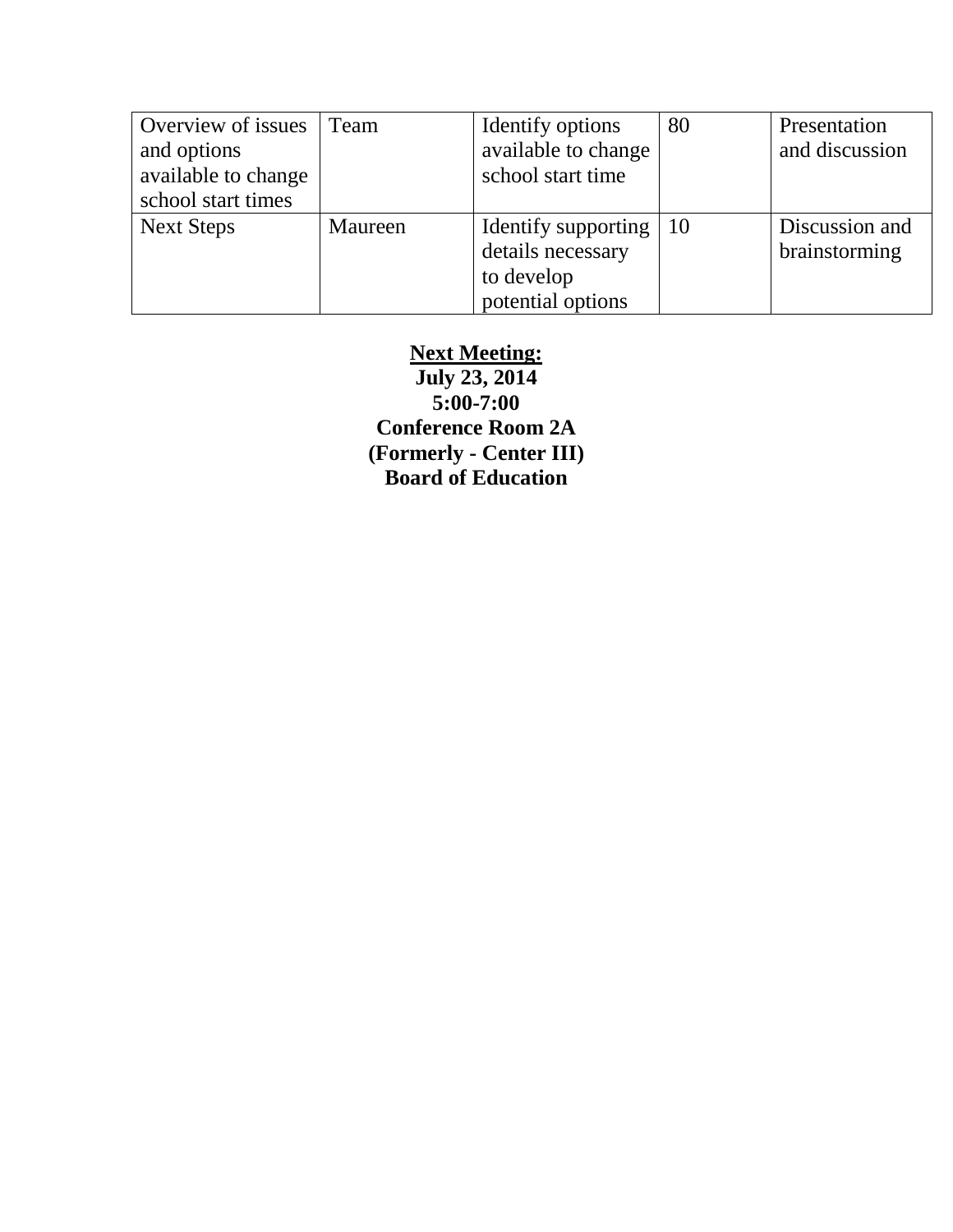| | | | | |
|---|---|---|---|---|
| Overview of issues and options available to change school start times | Team | Identify options available to change school start time | 80 | Presentation and discussion |
| Next Steps | Maureen | Identify supporting details necessary to develop potential options | 10 | Discussion and brainstorming |

**<u>Next Meeting:</u>**
**July 23, 2014**
**5:00-7:00**
**Conference Room 2A**
**(Formerly - Center III)**
**Board of Education**